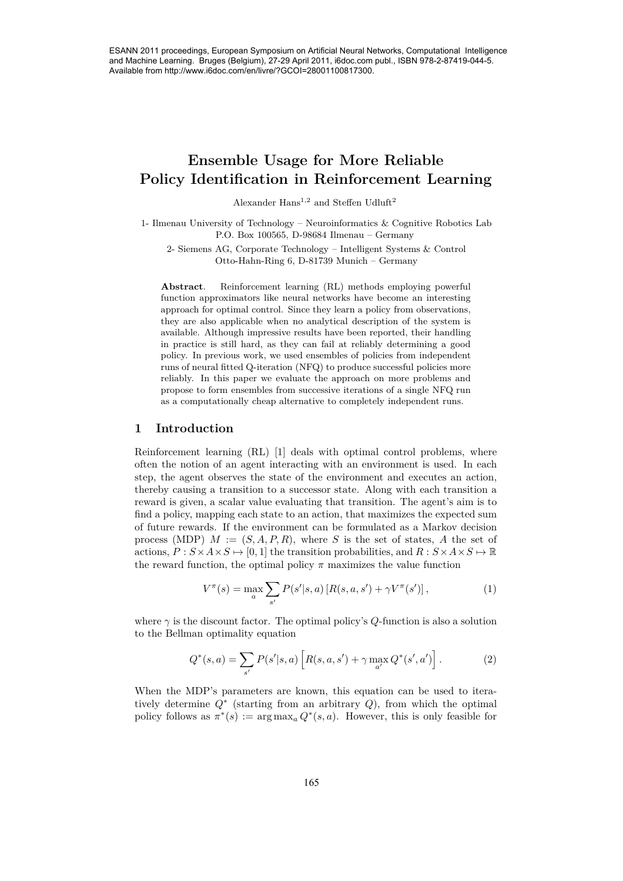# Ensemble Usage for More Reliable Policy Identification in Reinforcement Learning

Alexander Hans[1,2] and Steffen Udluft[2]

1- Ilmenau University of Technology – Neuroinformatics & Cognitive Robotics Lab
P.O. Box 100565, D-98684 Ilmenau – Germany

2- Siemens AG, Corporate Technology – Intelligent Systems & Control
Otto-Hahn-Ring 6, D-81739 Munich – Germany

**Abstract**. Reinforcement learning (RL) methods employing powerful function approximators like neural networks have become an interesting approach for optimal control. Since they learn a policy from observations, they are also applicable when no analytical description of the system is available. Although impressive results have been reported, their handling in practice is still hard, as they can fail at reliably determining a good policy. In previous work, we used ensembles of policies from independent runs of neural fitted Q-iteration (NFQ) to produce successful policies more reliably. In this paper we evaluate the approach on more problems and propose to form ensembles from successive iterations of a single NFQ run as a computationally cheap alternative to completely independent runs.

## 1 Introduction

Reinforcement learning (RL) [1] deals with optimal control problems, where often the notion of an agent interacting with an environment is used. In each step, the agent observes the state of the environment and executes an action, thereby causing a transition to a successor state. Along with each transition a reward is given, a scalar value evaluating that transition. The agent's aim is to find a policy, mapping each state to an action, that maximizes the expected sum of future rewards. If the environment can be formulated as a Markov decision process (MDP) $M := (S, A, P, R)$, where $S$ is the set of states, $A$ the set of actions, $P : S \times A \times S \mapsto [0, 1]$ the transition probabilities, and $R : S \times A \times S \mapsto \mathbb{R}$ the reward function, the optimal policy $\pi$ maximizes the value function

$$V^{\pi}(s) = \max_{a} \sum_{s'} P(s'|s, a) \left[R(s, a, s') + \gamma V^{\pi}(s')\right], \qquad (1)$$

where $\gamma$ is the discount factor. The optimal policy's $Q$-function is also a solution to the Bellman optimality equation

$$Q^{*}(s, a) = \sum_{s'} P(s'|s, a) \left[R(s, a, s') + \gamma \max_{a'} Q^{*}(s', a')\right]. \qquad (2)$$

When the MDP's parameters are known, this equation can be used to iteratively determine $Q^*$ (starting from an arbitrary $Q$), from which the optimal policy follows as $\pi^*(s) := \arg\max_a Q^*(s, a)$. However, this is only feasible for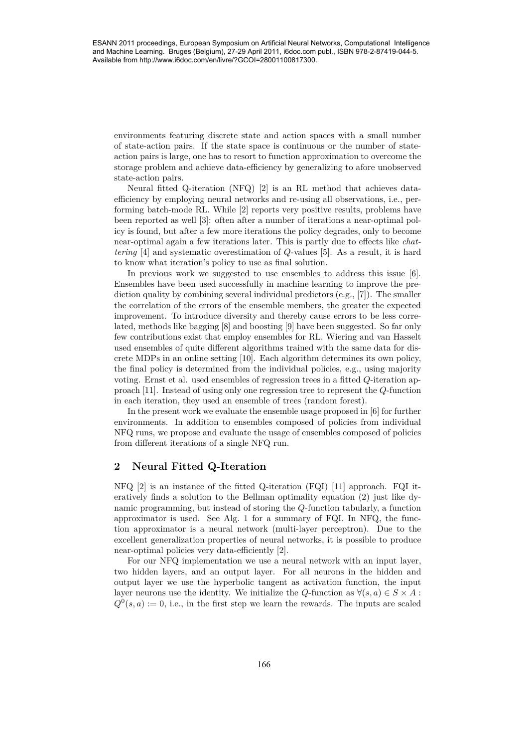environments featuring discrete state and action spaces with a small number of state-action pairs. If the state space is continuous or the number of state-action pairs is large, one has to resort to function approximation to overcome the storage problem and achieve data-efficiency by generalizing to afore unobserved state-action pairs.

Neural fitted Q-iteration (NFQ) [2] is an RL method that achieves data-efficiency by employing neural networks and re-using all observations, i.e., performing batch-mode RL. While [2] reports very positive results, problems have been reported as well [3]: often after a number of iterations a near-optimal policy is found, but after a few more iterations the policy degrades, only to become near-optimal again a few iterations later. This is partly due to effects like *chattering* [4] and systematic overestimation of $Q$-values [5]. As a result, it is hard to know what iteration's policy to use as final solution.

In previous work we suggested to use ensembles to address this issue [6]. Ensembles have been used successfully in machine learning to improve the prediction quality by combining several individual predictors (e.g., [7]). The smaller the correlation of the errors of the ensemble members, the greater the expected improvement. To introduce diversity and thereby cause errors to be less correlated, methods like bagging [8] and boosting [9] have been suggested. So far only few contributions exist that employ ensembles for RL. Wiering and van Hasselt used ensembles of quite different algorithms trained with the same data for discrete MDPs in an online setting [10]. Each algorithm determines its own policy, the final policy is determined from the individual policies, e.g., using majority voting. Ernst et al. used ensembles of regression trees in a fitted $Q$-iteration approach [11]. Instead of using only one regression tree to represent the $Q$-function in each iteration, they used an ensemble of trees (random forest).

In the present work we evaluate the ensemble usage proposed in [6] for further environments. In addition to ensembles composed of policies from individual NFQ runs, we propose and evaluate the usage of ensembles composed of policies from different iterations of a single NFQ run.

## 2 Neural Fitted Q-Iteration

NFQ [2] is an instance of the fitted Q-iteration (FQI) [11] approach. FQI iteratively finds a solution to the Bellman optimality equation (2) just like dynamic programming, but instead of storing the $Q$-function tabularly, a function approximator is used. See Alg. 1 for a summary of FQI. In NFQ, the function approximator is a neural network (multi-layer perceptron). Due to the excellent generalization properties of neural networks, it is possible to produce near-optimal policies very data-efficiently [2].

For our NFQ implementation we use a neural network with an input layer, two hidden layers, and an output layer. For all neurons in the hidden and output layer we use the hyperbolic tangent as activation function, the input layer neurons use the identity. We initialize the $Q$-function as $\forall (s, a) \in S \times A : Q^0(s, a) := 0$, i.e., in the first step we learn the rewards. The inputs are scaled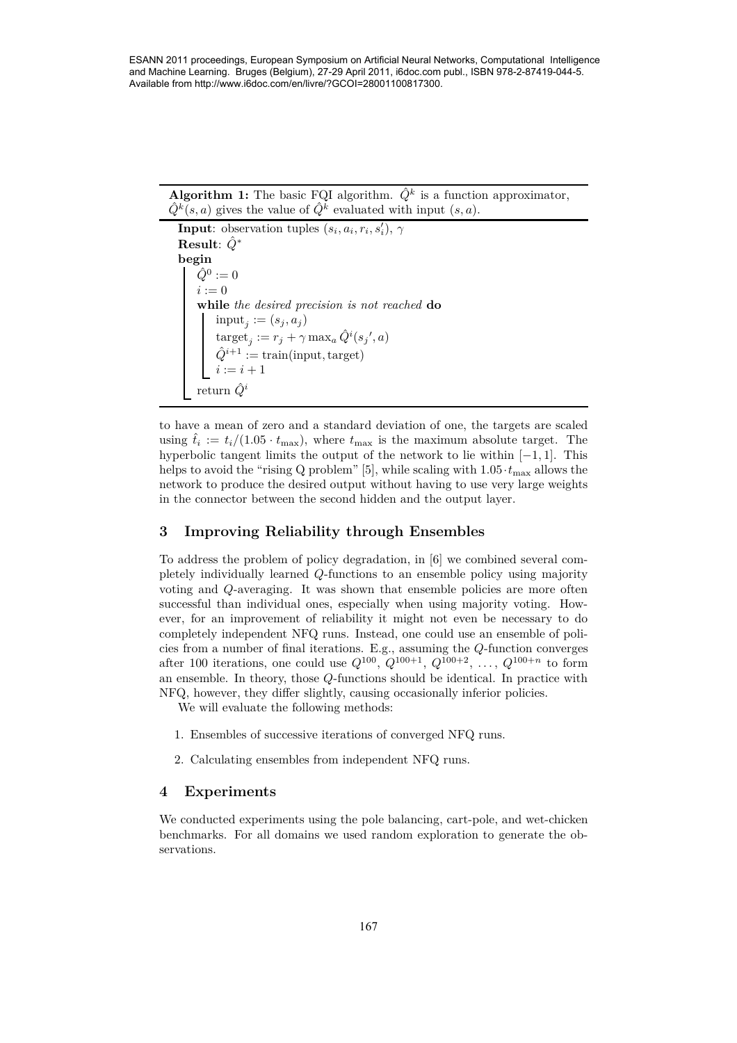**Algorithm 1:** The basic FQI algorithm. $\hat{Q}^k$ is a function approximator, $\hat{Q}^k(s,a)$ gives the value of $\hat{Q}^k$ evaluated with input $(s,a)$.

```
Input: observation tuples (s_i, a_i, r_i, s'_i), γ
Result: Q̂*
begin
    Q̂^0 := 0
    i := 0
    while the desired precision is not reached do
        input_j := (s_j, a_j)
        target_j := r_j + γ max_a Q̂^i(s_j', a)
        Q̂^{i+1} := train(input, target)
        i := i + 1
    return Q̂^i
```

to have a mean of zero and a standard deviation of one, the targets are scaled using $\hat{t}_i := t_i/(1.05 \cdot t_{\max})$, where $t_{\max}$ is the maximum absolute target. The hyperbolic tangent limits the output of the network to lie within $[-1, 1]$. This helps to avoid the "rising Q problem" [5], while scaling with $1.05 \cdot t_{\max}$ allows the network to produce the desired output without having to use very large weights in the connector between the second hidden and the output layer.

## 3 Improving Reliability through Ensembles

To address the problem of policy degradation, in [6] we combined several completely individually learned $Q$-functions to an ensemble policy using majority voting and $Q$-averaging. It was shown that ensemble policies are more often successful than individual ones, especially when using majority voting. However, for an improvement of reliability it might not even be necessary to do completely independent NFQ runs. Instead, one could use an ensemble of policies from a number of final iterations. E.g., assuming the $Q$-function converges after 100 iterations, one could use $Q^{100}$, $Q^{100+1}$, $Q^{100+2}$, $\ldots$, $Q^{100+n}$ to form an ensemble. In theory, those $Q$-functions should be identical. In practice with NFQ, however, they differ slightly, causing occasionally inferior policies.

We will evaluate the following methods:

1. Ensembles of successive iterations of converged NFQ runs.
2. Calculating ensembles from independent NFQ runs.

## 4 Experiments

We conducted experiments using the pole balancing, cart-pole, and wet-chicken benchmarks. For all domains we used random exploration to generate the observations.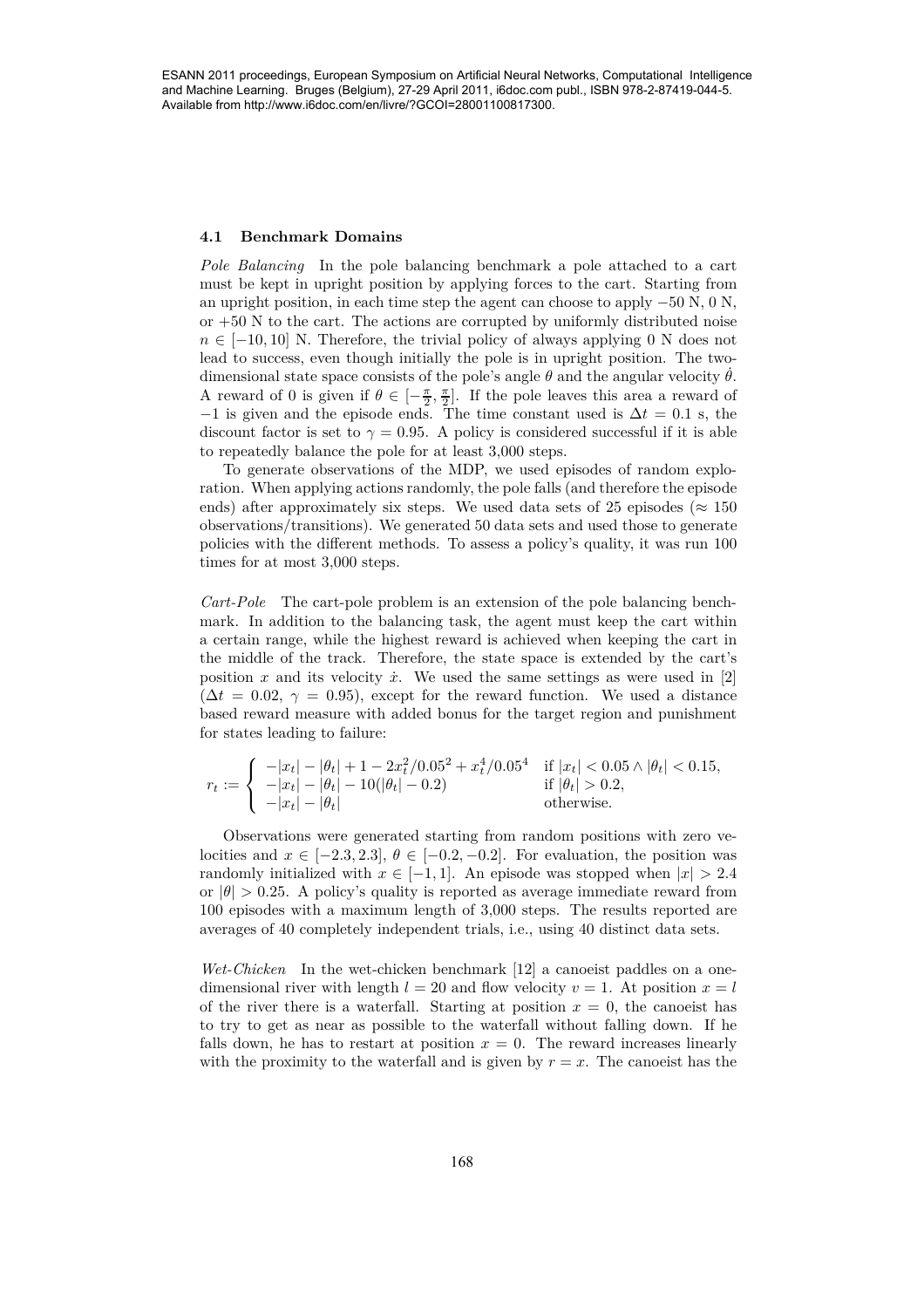### 4.1 Benchmark Domains

*Pole Balancing* In the pole balancing benchmark a pole attached to a cart must be kept in upright position by applying forces to the cart. Starting from an upright position, in each time step the agent can choose to apply $-50$ N, 0 N, or $+50$ N to the cart. The actions are corrupted by uniformly distributed noise $n \in [-10, 10]$ N. Therefore, the trivial policy of always applying 0 N does not lead to success, even though initially the pole is in upright position. The two-dimensional state space consists of the pole's angle $\theta$ and the angular velocity $\dot{\theta}$. A reward of 0 is given if $\theta \in [-\frac{\pi}{2}, \frac{\pi}{2}]$. If the pole leaves this area a reward of $-1$ is given and the episode ends. The time constant used is $\Delta t = 0.1$ s, the discount factor is set to $\gamma = 0.95$. A policy is considered successful if it is able to repeatedly balance the pole for at least 3,000 steps.

To generate observations of the MDP, we used episodes of random exploration. When applying actions randomly, the pole falls (and therefore the episode ends) after approximately six steps. We used data sets of 25 episodes ($\approx 150$ observations/transitions). We generated 50 data sets and used those to generate policies with the different methods. To assess a policy's quality, it was run 100 times for at most 3,000 steps.

*Cart-Pole* The cart-pole problem is an extension of the pole balancing benchmark. In addition to the balancing task, the agent must keep the cart within a certain range, while the highest reward is achieved when keeping the cart in the middle of the track. Therefore, the state space is extended by the cart's position $x$ and its velocity $\dot{x}$. We used the same settings as were used in [2] ($\Delta t = 0.02$, $\gamma = 0.95$), except for the reward function. We used a distance based reward measure with added bonus for the target region and punishment for states leading to failure:

$$r_t := \begin{cases} -|x_t| - |\theta_t| + 1 - 2x_t^2/0.05^2 + x_t^4/0.05^4 & \text{if } |x_t| < 0.05 \wedge |\theta_t| < 0.15, \\ -|x_t| - |\theta_t| - 10(|\theta_t| - 0.2) & \text{if } |\theta_t| > 0.2, \\ -|x_t| - |\theta_t| & \text{otherwise.} \end{cases}$$

Observations were generated starting from random positions with zero velocities and $x \in [-2.3, 2.3]$, $\theta \in [-0.2, -0.2]$. For evaluation, the position was randomly initialized with $x \in [-1, 1]$. An episode was stopped when $|x| > 2.4$ or $|\theta| > 0.25$. A policy's quality is reported as average immediate reward from 100 episodes with a maximum length of 3,000 steps. The results reported are averages of 40 completely independent trials, i.e., using 40 distinct data sets.

*Wet-Chicken* In the wet-chicken benchmark [12] a canoeist paddles on a one-dimensional river with length $l = 20$ and flow velocity $v = 1$. At position $x = l$ of the river there is a waterfall. Starting at position $x = 0$, the canoeist has to try to get as near as possible to the waterfall without falling down. If he falls down, he has to restart at position $x = 0$. The reward increases linearly with the proximity to the waterfall and is given by $r = x$. The canoeist has the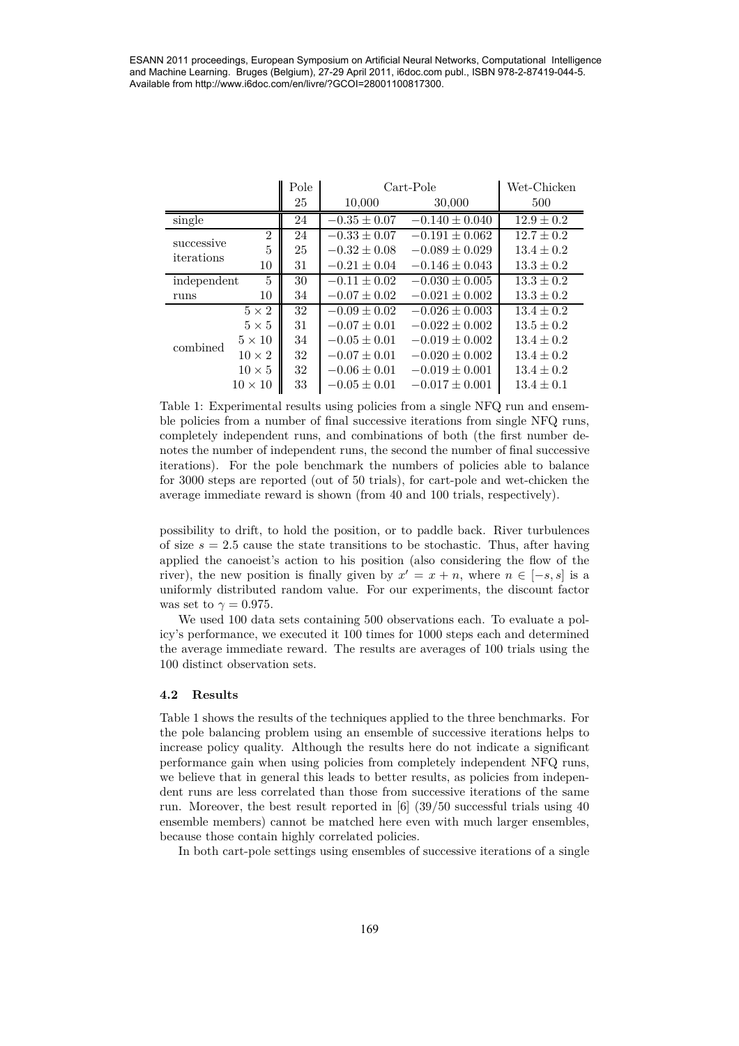| | | Pole | Cart-Pole | | Wet-Chicken |
|---|---|---|---|---|---|
| | | 25 | 10,000 | 30,000 | 500 |
| single | | 24 | $-0.35 \pm 0.07$ | $-0.140 \pm 0.040$ | $12.9 \pm 0.2$ |
| successive iterations | 2 | 24 | $-0.33 \pm 0.07$ | $-0.191 \pm 0.062$ | $12.7 \pm 0.2$ |
| | 5 | 25 | $-0.32 \pm 0.08$ | $-0.089 \pm 0.029$ | $13.4 \pm 0.2$ |
| | 10 | 31 | $-0.21 \pm 0.04$ | $-0.146 \pm 0.043$ | $13.3 \pm 0.2$ |
| independent runs | 5 | 30 | $-0.11 \pm 0.02$ | $-0.030 \pm 0.005$ | $13.3 \pm 0.2$ |
| | 10 | 34 | $-0.07 \pm 0.02$ | $-0.021 \pm 0.002$ | $13.3 \pm 0.2$ |
| combined | $5 \times 2$ | 32 | $-0.09 \pm 0.02$ | $-0.026 \pm 0.003$ | $13.4 \pm 0.2$ |
| | $5 \times 5$ | 31 | $-0.07 \pm 0.01$ | $-0.022 \pm 0.002$ | $13.5 \pm 0.2$ |
| | $5 \times 10$ | 34 | $-0.05 \pm 0.01$ | $-0.019 \pm 0.002$ | $13.4 \pm 0.2$ |
| | $10 \times 2$ | 32 | $-0.07 \pm 0.01$ | $-0.020 \pm 0.002$ | $13.4 \pm 0.2$ |
| | $10 \times 5$ | 32 | $-0.06 \pm 0.01$ | $-0.019 \pm 0.001$ | $13.4 \pm 0.2$ |
| | $10 \times 10$ | 33 | $-0.05 \pm 0.01$ | $-0.017 \pm 0.001$ | $13.4 \pm 0.1$ |

Table 1: Experimental results using policies from a single NFQ run and ensemble policies from a number of final successive iterations from single NFQ runs, completely independent runs, and combinations of both (the first number denotes the number of independent runs, the second the number of final successive iterations). For the pole benchmark the numbers of policies able to balance for 3000 steps are reported (out of 50 trials), for cart-pole and wet-chicken the average immediate reward is shown (from 40 and 100 trials, respectively).

possibility to drift, to hold the position, or to paddle back. River turbulences of size $s = 2.5$ cause the state transitions to be stochastic. Thus, after having applied the canoeist's action to his position (also considering the flow of the river), the new position is finally given by $x' = x + n$, where $n \in [-s, s]$ is a uniformly distributed random value. For our experiments, the discount factor was set to $\gamma = 0.975$.

We used 100 data sets containing 500 observations each. To evaluate a policy's performance, we executed it 100 times for 1000 steps each and determined the average immediate reward. The results are averages of 100 trials using the 100 distinct observation sets.

### 4.2 Results

Table 1 shows the results of the techniques applied to the three benchmarks. For the pole balancing problem using an ensemble of successive iterations helps to increase policy quality. Although the results here do not indicate a significant performance gain when using policies from completely independent NFQ runs, we believe that in general this leads to better results, as policies from independent runs are less correlated than those from successive iterations of the same run. Moreover, the best result reported in [6] (39/50 successful trials using 40 ensemble members) cannot be matched here even with much larger ensembles, because those contain highly correlated policies.

In both cart-pole settings using ensembles of successive iterations of a single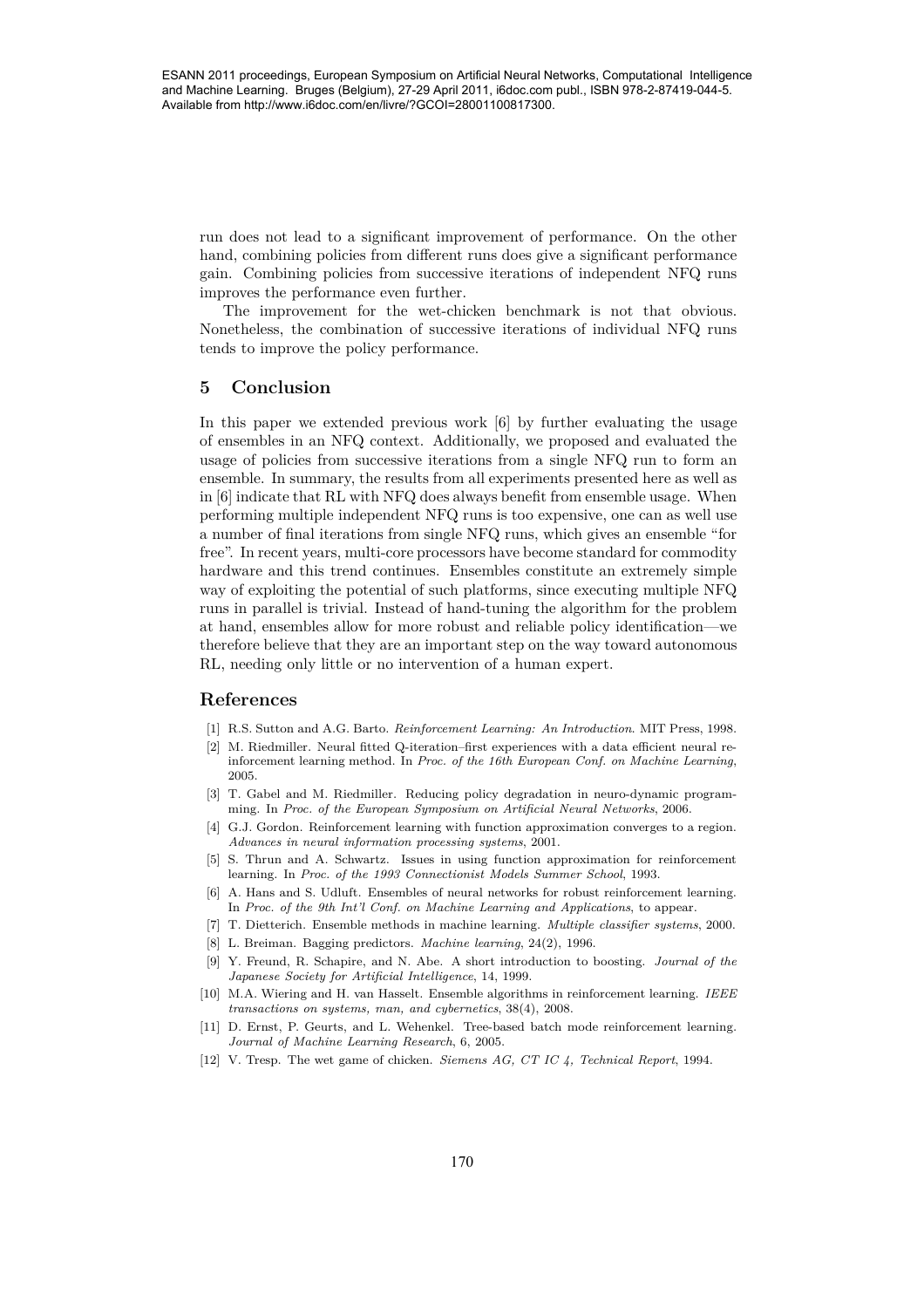run does not lead to a significant improvement of performance. On the other hand, combining policies from different runs does give a significant performance gain. Combining policies from successive iterations of independent NFQ runs improves the performance even further.

The improvement for the wet-chicken benchmark is not that obvious. Nonetheless, the combination of successive iterations of individual NFQ runs tends to improve the policy performance.

## 5 Conclusion

In this paper we extended previous work [6] by further evaluating the usage of ensembles in an NFQ context. Additionally, we proposed and evaluated the usage of policies from successive iterations from a single NFQ run to form an ensemble. In summary, the results from all experiments presented here as well as in [6] indicate that RL with NFQ does always benefit from ensemble usage. When performing multiple independent NFQ runs is too expensive, one can as well use a number of final iterations from single NFQ runs, which gives an ensemble "for free". In recent years, multi-core processors have become standard for commodity hardware and this trend continues. Ensembles constitute an extremely simple way of exploiting the potential of such platforms, since executing multiple NFQ runs in parallel is trivial. Instead of hand-tuning the algorithm for the problem at hand, ensembles allow for more robust and reliable policy identification—we therefore believe that they are an important step on the way toward autonomous RL, needing only little or no intervention of a human expert.

## References

[1] R.S. Sutton and A.G. Barto. *Reinforcement Learning: An Introduction*. MIT Press, 1998.

[2] M. Riedmiller. Neural fitted Q-iteration–first experiences with a data efficient neural reinforcement learning method. In *Proc. of the 16th European Conf. on Machine Learning*, 2005.

[3] T. Gabel and M. Riedmiller. Reducing policy degradation in neuro-dynamic programming. In *Proc. of the European Symposium on Artificial Neural Networks*, 2006.

[4] G.J. Gordon. Reinforcement learning with function approximation converges to a region. *Advances in neural information processing systems*, 2001.

[5] S. Thrun and A. Schwartz. Issues in using function approximation for reinforcement learning. In *Proc. of the 1993 Connectionist Models Summer School*, 1993.

[6] A. Hans and S. Udluft. Ensembles of neural networks for robust reinforcement learning. In *Proc. of the 9th Int'l Conf. on Machine Learning and Applications*, to appear.

[7] T. Dietterich. Ensemble methods in machine learning. *Multiple classifier systems*, 2000.

[8] L. Breiman. Bagging predictors. *Machine learning*, 24(2), 1996.

[9] Y. Freund, R. Schapire, and N. Abe. A short introduction to boosting. *Journal of the Japanese Society for Artificial Intelligence*, 14, 1999.

[10] M.A. Wiering and H. van Hasselt. Ensemble algorithms in reinforcement learning. *IEEE transactions on systems, man, and cybernetics*, 38(4), 2008.

[11] D. Ernst, P. Geurts, and L. Wehenkel. Tree-based batch mode reinforcement learning. *Journal of Machine Learning Research*, 6, 2005.

[12] V. Tresp. The wet game of chicken. *Siemens AG, CT IC 4, Technical Report*, 1994.